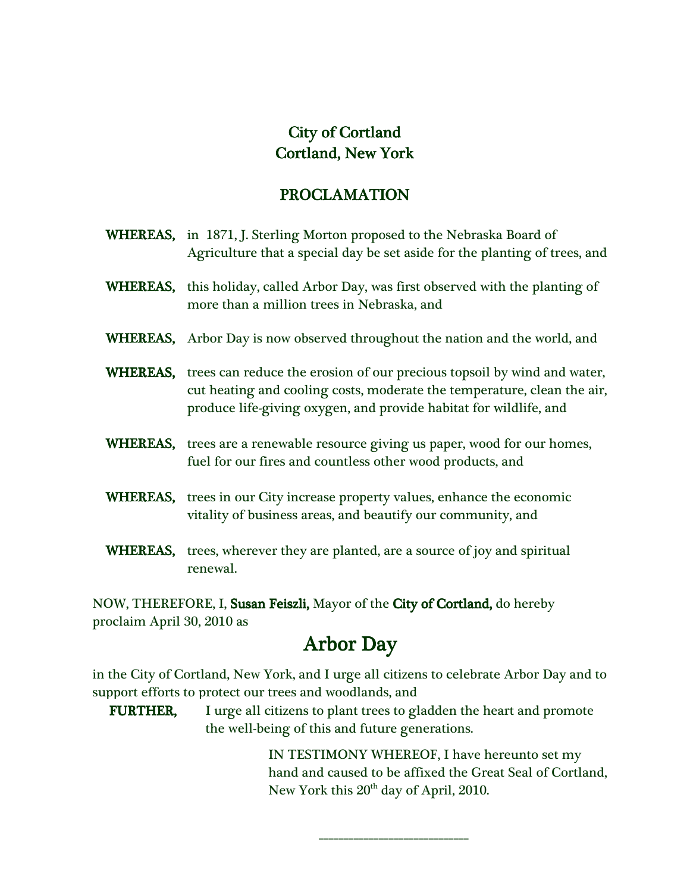# City of Cortland
# Cortland, New York

## PROCLAMATION

**WHEREAS,** in 1871, J. Sterling Morton proposed to the Nebraska Board of Agriculture that a special day be set aside for the planting of trees, and

**WHEREAS,** this holiday, called Arbor Day, was first observed with the planting of more than a million trees in Nebraska, and

**WHEREAS,** Arbor Day is now observed throughout the nation and the world, and

**WHEREAS,** trees can reduce the erosion of our precious topsoil by wind and water, cut heating and cooling costs, moderate the temperature, clean the air, produce life-giving oxygen, and provide habitat for wildlife, and

**WHEREAS,** trees are a renewable resource giving us paper, wood for our homes, fuel for our fires and countless other wood products, and

**WHEREAS,** trees in our City increase property values, enhance the economic vitality of business areas, and beautify our community, and

**WHEREAS,** trees, wherever they are planted, are a source of joy and spiritual renewal.

NOW, THEREFORE, I, **Susan Feiszli,** Mayor of the **City of Cortland,** do hereby proclaim April 30, 2010 as

# Arbor Day

in the City of Cortland, New York, and I urge all citizens to celebrate Arbor Day and to support efforts to protect our trees and woodlands, and

**FURTHER,** I urge all citizens to plant trees to gladden the heart and promote the well-being of this and future generations.

IN TESTIMONY WHEREOF, I have hereunto set my hand and caused to be affixed the Great Seal of Cortland, New York this 20th day of April, 2010.

\_\_\_\_\_\_\_\_\_\_\_\_\_\_\_\_\_\_\_\_\_\_\_\_\_\_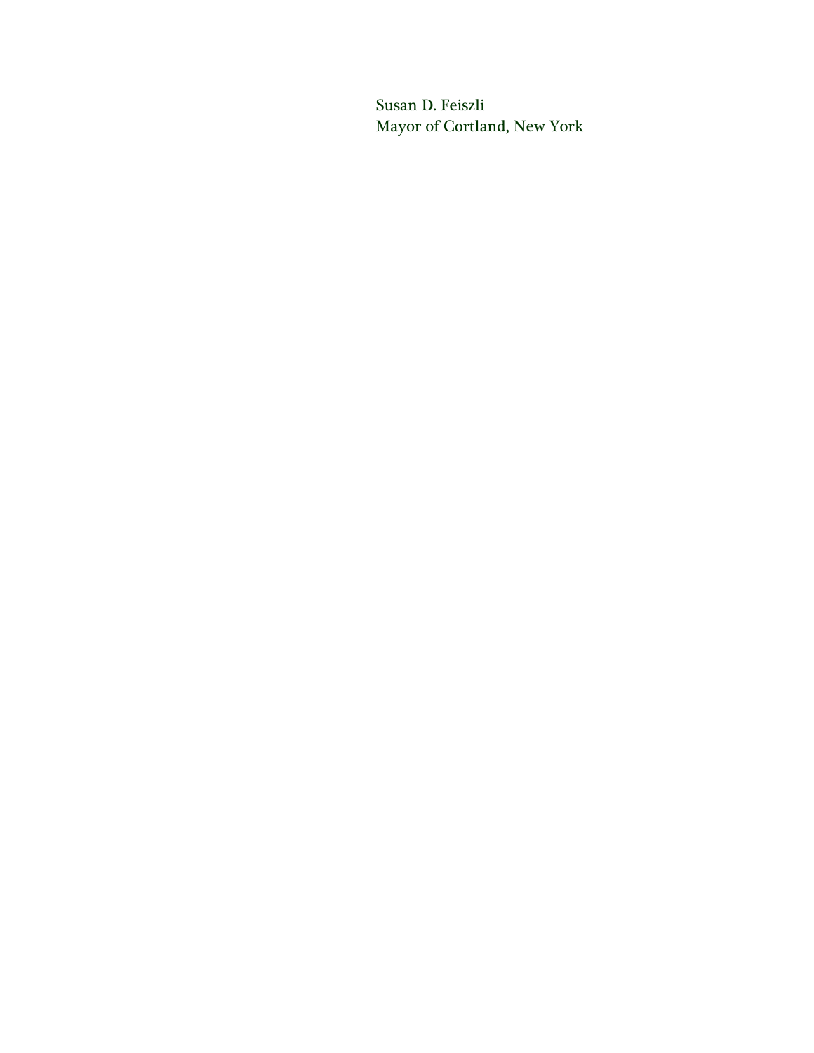Susan D. Feiszli
Mayor of Cortland, New York